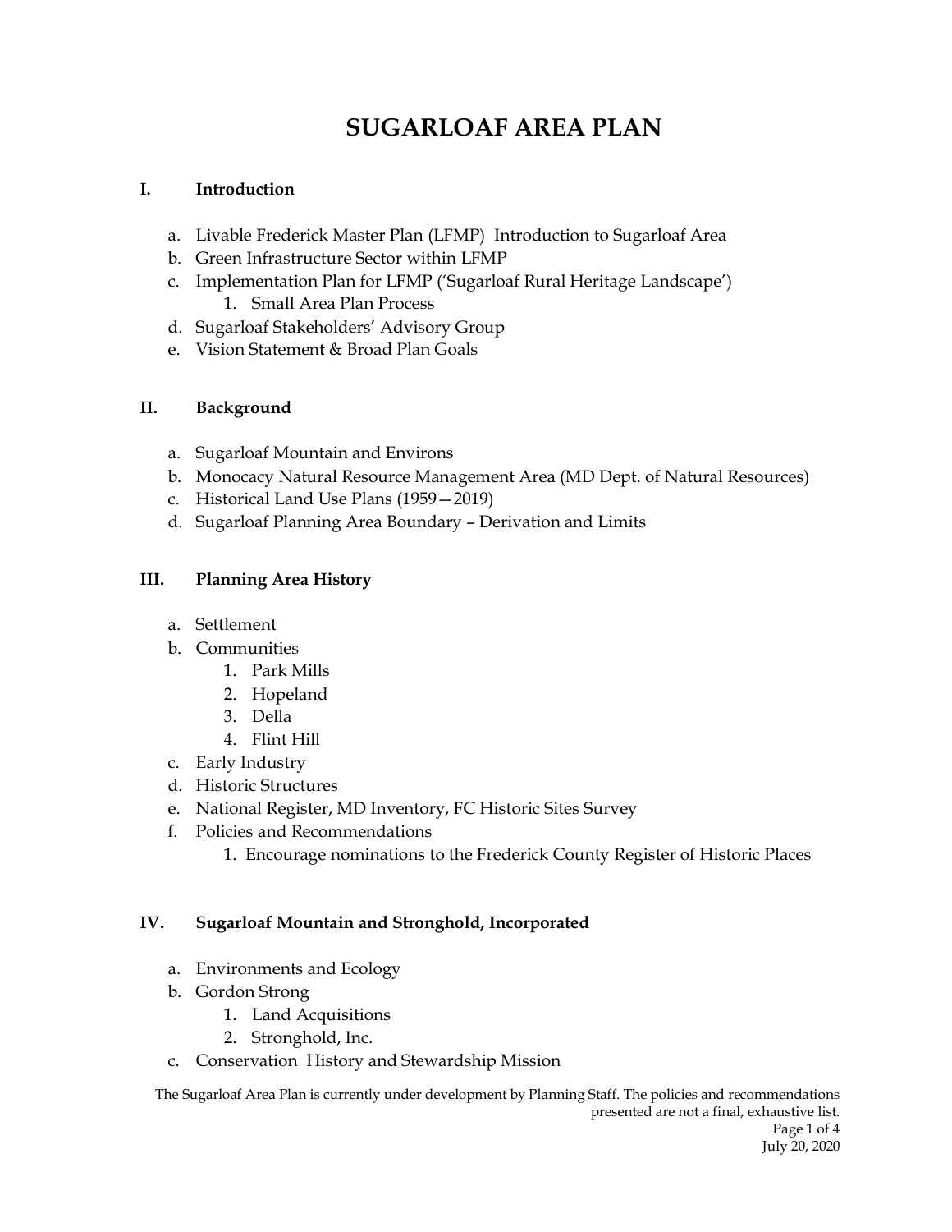# SUGARLOAF AREA PLAN

## I. Introduction

a. Livable Frederick Master Plan (LFMP) Introduction to Sugarloaf Area
b. Green Infrastructure Sector within LFMP
c. Implementation Plan for LFMP ('Sugarloaf Rural Heritage Landscape')
   1. Small Area Plan Process
d. Sugarloaf Stakeholders' Advisory Group
e. Vision Statement & Broad Plan Goals

## II. Background

a. Sugarloaf Mountain and Environs
b. Monocacy Natural Resource Management Area (MD Dept. of Natural Resources)
c. Historical Land Use Plans (1959—2019)
d. Sugarloaf Planning Area Boundary – Derivation and Limits

## III. Planning Area History

a. Settlement
b. Communities
   1. Park Mills
   2. Hopeland
   3. Della
   4. Flint Hill
c. Early Industry
d. Historic Structures
e. National Register, MD Inventory, FC Historic Sites Survey
f. Policies and Recommendations
   1. Encourage nominations to the Frederick County Register of Historic Places

## IV. Sugarloaf Mountain and Stronghold, Incorporated

a. Environments and Ecology
b. Gordon Strong
   1. Land Acquisitions
   2. Stronghold, Inc.
c. Conservation History and Stewardship Mission

The Sugarloaf Area Plan is currently under development by Planning Staff. The policies and recommendations presented are not a final, exhaustive list.

July 20, 2020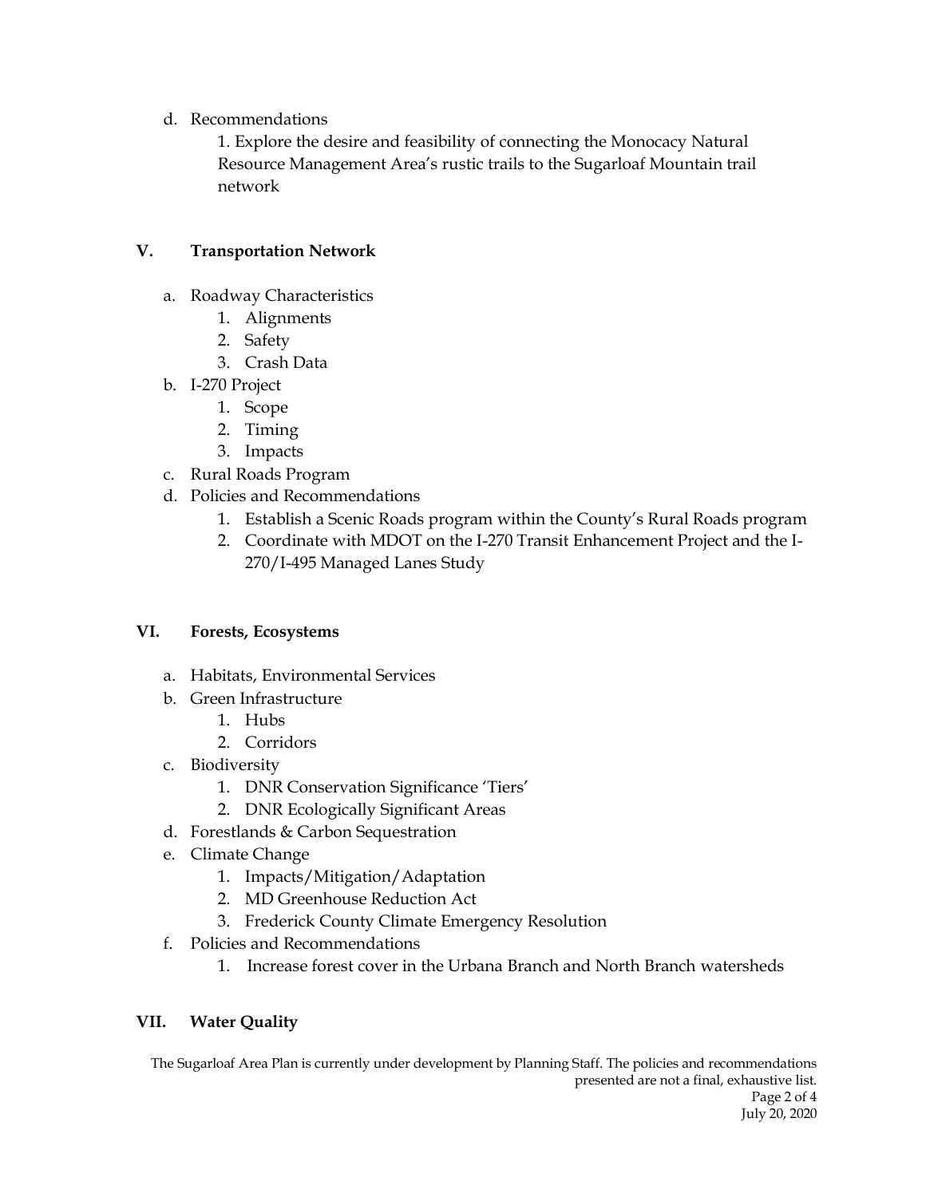d. Recommendations

1. Explore the desire and feasibility of connecting the Monocacy Natural Resource Management Area's rustic trails to the Sugarloaf Mountain trail network

## V. Transportation Network

a. Roadway Characteristics
   1. Alignments
   2. Safety
   3. Crash Data

b. I-270 Project
   1. Scope
   2. Timing
   3. Impacts

c. Rural Roads Program

d. Policies and Recommendations
   1. Establish a Scenic Roads program within the County's Rural Roads program
   2. Coordinate with MDOT on the I-270 Transit Enhancement Project and the I-270/I-495 Managed Lanes Study

## VI. Forests, Ecosystems

a. Habitats, Environmental Services

b. Green Infrastructure
   1. Hubs
   2. Corridors

c. Biodiversity
   1. DNR Conservation Significance 'Tiers'
   2. DNR Ecologically Significant Areas

d. Forestlands & Carbon Sequestration

e. Climate Change
   1. Impacts/Mitigation/Adaptation
   2. MD Greenhouse Reduction Act
   3. Frederick County Climate Emergency Resolution

f. Policies and Recommendations
   1. Increase forest cover in the Urbana Branch and North Branch watersheds

## VII. Water Quality

The Sugarloaf Area Plan is currently under development by Planning Staff. The policies and recommendations presented are not a final, exhaustive list.

July 20, 2020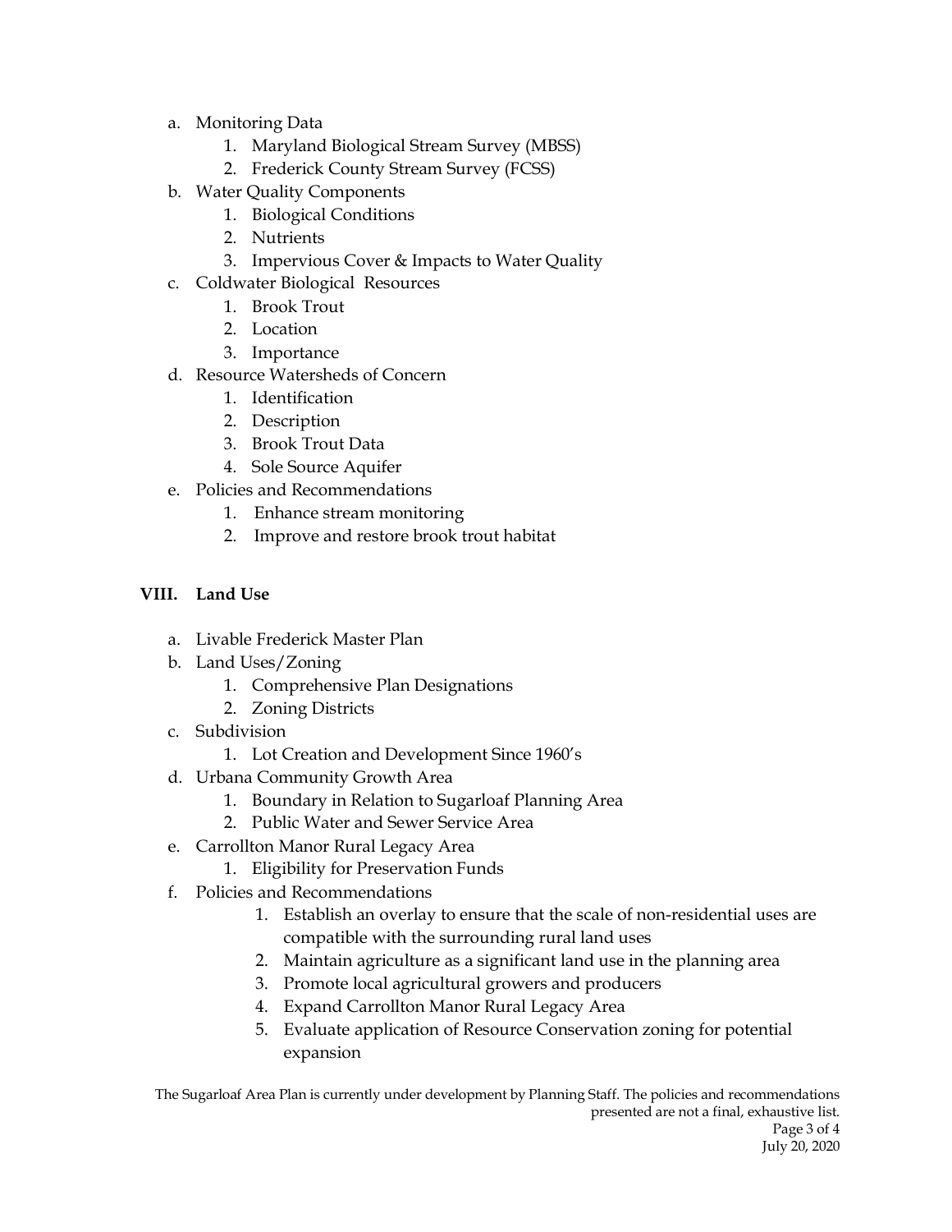a. Monitoring Data
   1. Maryland Biological Stream Survey (MBSS)
   2. Frederick County Stream Survey (FCSS)
b. Water Quality Components
   1. Biological Conditions
   2. Nutrients
   3. Impervious Cover & Impacts to Water Quality
c. Coldwater Biological Resources
   1. Brook Trout
   2. Location
   3. Importance
d. Resource Watersheds of Concern
   1. Identification
   2. Description
   3. Brook Trout Data
   4. Sole Source Aquifer
e. Policies and Recommendations
   1. Enhance stream monitoring
   2. Improve and restore brook trout habitat

## VIII. Land Use

a. Livable Frederick Master Plan
b. Land Uses/Zoning
   1. Comprehensive Plan Designations
   2. Zoning Districts
c. Subdivision
   1. Lot Creation and Development Since 1960's
d. Urbana Community Growth Area
   1. Boundary in Relation to Sugarloaf Planning Area
   2. Public Water and Sewer Service Area
e. Carrollton Manor Rural Legacy Area
   1. Eligibility for Preservation Funds
f. Policies and Recommendations
   1. Establish an overlay to ensure that the scale of non-residential uses are compatible with the surrounding rural land uses
   2. Maintain agriculture as a significant land use in the planning area
   3. Promote local agricultural growers and producers
   4. Expand Carrollton Manor Rural Legacy Area
   5. Evaluate application of Resource Conservation zoning for potential expansion

The Sugarloaf Area Plan is currently under development by Planning Staff. The policies and recommendations presented are not a final, exhaustive list.

July 20, 2020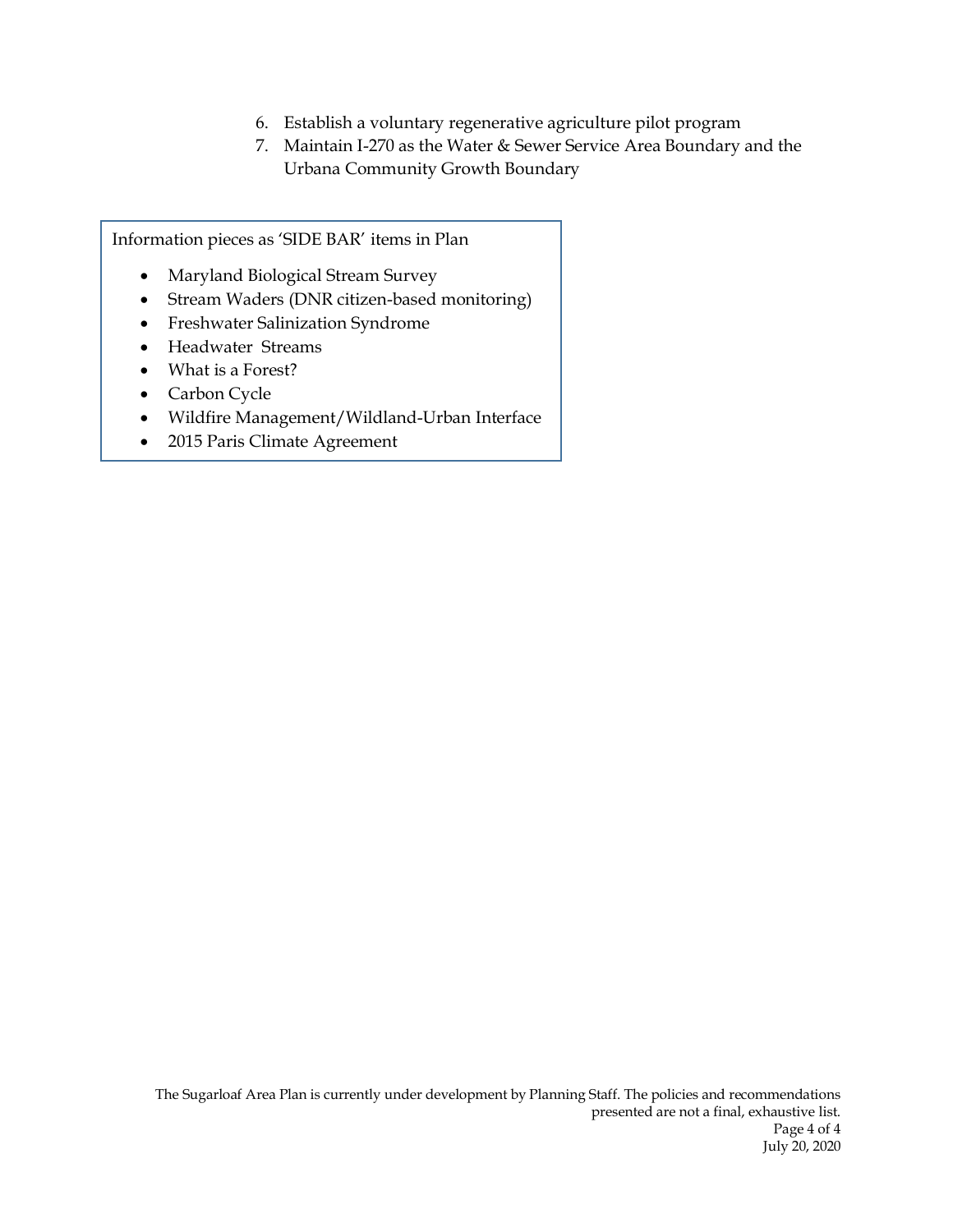6. Establish a voluntary regenerative agriculture pilot program
7. Maintain I-270 as the Water & Sewer Service Area Boundary and the Urbana Community Growth Boundary

Information pieces as 'SIDE BAR' items in Plan

- Maryland Biological Stream Survey
- Stream Waders (DNR citizen-based monitoring)
- Freshwater Salinization Syndrome
- Headwater Streams
- What is a Forest?
- Carbon Cycle
- Wildfire Management/Wildland-Urban Interface
- 2015 Paris Climate Agreement

The Sugarloaf Area Plan is currently under development by Planning Staff. The policies and recommendations presented are not a final, exhaustive list.

July 20, 2020